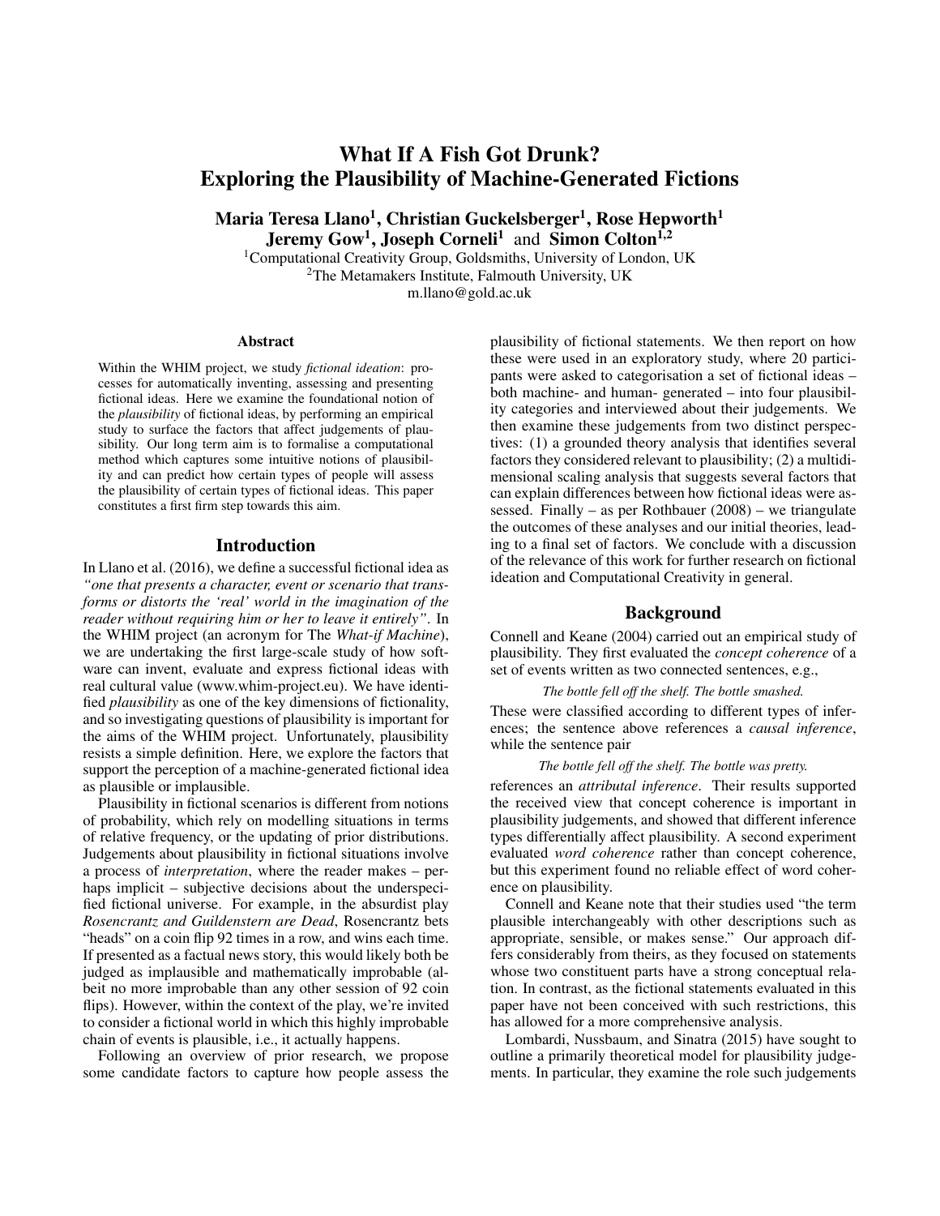# What If A Fish Got Drunk? Exploring the Plausibility of Machine-Generated Fictions

**Maria Teresa Llano[1], Christian Guckelsberger[1], Rose Hepworth[1] Jeremy Gow[1], Joseph Corneli[1] and Simon Colton[1,2]**

[1]Computational Creativity Group, Goldsmiths, University of London, UK
[2]The Metamakers Institute, Falmouth University, UK
m.llano@gold.ac.uk

### Abstract

Within the WHIM project, we study *fictional ideation*: processes for automatically inventing, assessing and presenting fictional ideas. Here we examine the foundational notion of the *plausibility* of fictional ideas, by performing an empirical study to surface the factors that affect judgements of plausibility. Our long term aim is to formalise a computational method which captures some intuitive notions of plausibility and can predict how certain types of people will assess the plausibility of certain types of fictional ideas. This paper constitutes a first firm step towards this aim.

## Introduction

In Llano et al. (2016), we define a successful fictional idea as *"one that presents a character, event or scenario that transforms or distorts the 'real' world in the imagination of the reader without requiring him or her to leave it entirely"*. In the WHIM project (an acronym for The *What-if Machine*), we are undertaking the first large-scale study of how software can invent, evaluate and express fictional ideas with real cultural value (www.whim-project.eu). We have identified *plausibility* as one of the key dimensions of fictionality, and so investigating questions of plausibility is important for the aims of the WHIM project. Unfortunately, plausibility resists a simple definition. Here, we explore the factors that support the perception of a machine-generated fictional idea as plausible or implausible.

Plausibility in fictional scenarios is different from notions of probability, which rely on modelling situations in terms of relative frequency, or the updating of prior distributions. Judgements about plausibility in fictional situations involve a process of *interpretation*, where the reader makes – perhaps implicit – subjective decisions about the underspecified fictional universe. For example, in the absurdist play *Rosencrantz and Guildenstern are Dead*, Rosencrantz bets "heads" on a coin flip 92 times in a row, and wins each time. If presented as a factual news story, this would likely both be judged as implausible and mathematically improbable (albeit no more improbable than any other session of 92 coin flips). However, within the context of the play, we're invited to consider a fictional world in which this highly improbable chain of events is plausible, i.e., it actually happens.

Following an overview of prior research, we propose some candidate factors to capture how people assess the plausibility of fictional statements. We then report on how these were used in an exploratory study, where 20 participants were asked to categorisation a set of fictional ideas – both machine- and human- generated – into four plausibility categories and interviewed about their judgements. We then examine these judgements from two distinct perspectives: (1) a grounded theory analysis that identifies several factors they considered relevant to plausibility; (2) a multidimensional scaling analysis that suggests several factors that can explain differences between how fictional ideas were assessed. Finally – as per Rothbauer (2008) – we triangulate the outcomes of these analyses and our initial theories, leading to a final set of factors. We conclude with a discussion of the relevance of this work for further research on fictional ideation and Computational Creativity in general.

## Background

Connell and Keane (2004) carried out an empirical study of plausibility. They first evaluated the *concept coherence* of a set of events written as two connected sentences, e.g.,

*The bottle fell off the shelf. The bottle smashed.*

These were classified according to different types of inferences; the sentence above references a *causal inference*, while the sentence pair

*The bottle fell off the shelf. The bottle was pretty.*

references an *attributal inference*. Their results supported the received view that concept coherence is important in plausibility judgements, and showed that different inference types differentially affect plausibility. A second experiment evaluated *word coherence* rather than concept coherence, but this experiment found no reliable effect of word coherence on plausibility.

Connell and Keane note that their studies used "the term plausible interchangeably with other descriptions such as appropriate, sensible, or makes sense." Our approach differs considerably from theirs, as they focused on statements whose two constituent parts have a strong conceptual relation. In contrast, as the fictional statements evaluated in this paper have not been conceived with such restrictions, this has allowed for a more comprehensive analysis.

Lombardi, Nussbaum, and Sinatra (2015) have sought to outline a primarily theoretical model for plausibility judgements. In particular, they examine the role such judgements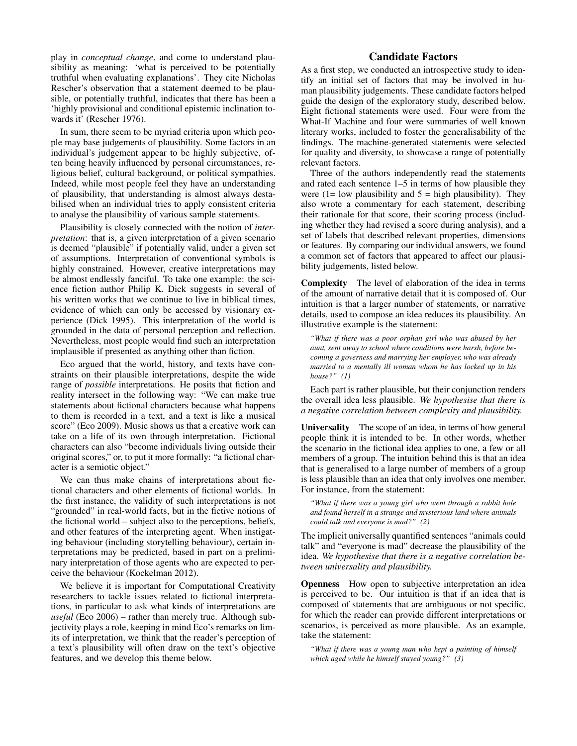play in *conceptual change*, and come to understand plausibility as meaning: 'what is perceived to be potentially truthful when evaluating explanations'. They cite Nicholas Rescher's observation that a statement deemed to be plausible, or potentially truthful, indicates that there has been a 'highly provisional and conditional epistemic inclination towards it' (Rescher 1976).

In sum, there seem to be myriad criteria upon which people may base judgements of plausibility. Some factors in an individual's judgement appear to be highly subjective, often being heavily influenced by personal circumstances, religious belief, cultural background, or political sympathies. Indeed, while most people feel they have an understanding of plausibility, that understanding is almost always destabilised when an individual tries to apply consistent criteria to analyse the plausibility of various sample statements.

Plausibility is closely connected with the notion of *interpretation*: that is, a given interpretation of a given scenario is deemed "plausible" if potentially valid, under a given set of assumptions. Interpretation of conventional symbols is highly constrained. However, creative interpretations may be almost endlessly fanciful. To take one example: the science fiction author Philip K. Dick suggests in several of his written works that we continue to live in biblical times, evidence of which can only be accessed by visionary experience (Dick 1995). This interpretation of the world is grounded in the data of personal perception and reflection. Nevertheless, most people would find such an interpretation implausible if presented as anything other than fiction.

Eco argued that the world, history, and texts have constraints on their plausible interpretations, despite the wide range of *possible* interpretations. He posits that fiction and reality intersect in the following way: "We can make true statements about fictional characters because what happens to them is recorded in a text, and a text is like a musical score" (Eco 2009). Music shows us that a creative work can take on a life of its own through interpretation. Fictional characters can also "become individuals living outside their original scores," or, to put it more formally: "a fictional character is a semiotic object."

We can thus make chains of interpretations about fictional characters and other elements of fictional worlds. In the first instance, the validity of such interpretations is not "grounded" in real-world facts, but in the fictive notions of the fictional world – subject also to the perceptions, beliefs, and other features of the interpreting agent. When instigating behaviour (including storytelling behaviour), certain interpretations may be predicted, based in part on a preliminary interpretation of those agents who are expected to perceive the behaviour (Kockelman 2012).

We believe it is important for Computational Creativity researchers to tackle issues related to fictional interpretations, in particular to ask what kinds of interpretations are *useful* (Eco 2006) – rather than merely true. Although subjectivity plays a role, keeping in mind Eco's remarks on limits of interpretation, we think that the reader's perception of a text's plausibility will often draw on the text's objective features, and we develop this theme below.

## Candidate Factors

As a first step, we conducted an introspective study to identify an initial set of factors that may be involved in human plausibility judgements. These candidate factors helped guide the design of the exploratory study, described below. Eight fictional statements were used. Four were from the What-If Machine and four were summaries of well known literary works, included to foster the generalisability of the findings. The machine-generated statements were selected for quality and diversity, to showcase a range of potentially relevant factors.

Three of the authors independently read the statements and rated each sentence 1–5 in terms of how plausible they were (1= low plausibility and 5 = high plausibility). They also wrote a commentary for each statement, describing their rationale for that score, their scoring process (including whether they had revised a score during analysis), and a set of labels that described relevant properties, dimensions or features. By comparing our individual answers, we found a common set of factors that appeared to affect our plausibility judgements, listed below.

**Complexity** The level of elaboration of the idea in terms of the amount of narrative detail that it is composed of. Our intuition is that a larger number of statements, or narrative details, used to compose an idea reduces its plausibility. An illustrative example is the statement:

> *"What if there was a poor orphan girl who was abused by her aunt, sent away to school where conditions were harsh, before becoming a governess and marrying her employer, who was already married to a mentally ill woman whom he has locked up in his house?" (1)*

Each part is rather plausible, but their conjunction renders the overall idea less plausible. *We hypothesise that there is a negative correlation between complexity and plausibility.*

**Universality** The scope of an idea, in terms of how general people think it is intended to be. In other words, whether the scenario in the fictional idea applies to one, a few or all members of a group. The intuition behind this is that an idea that is generalised to a large number of members of a group is less plausible than an idea that only involves one member. For instance, from the statement:

> *"What if there was a young girl who went through a rabbit hole and found herself in a strange and mysterious land where animals could talk and everyone is mad?" (2)*

The implicit universally quantified sentences "animals could talk" and "everyone is mad" decrease the plausibility of the idea. *We hypothesise that there is a negative correlation between universality and plausibility.*

**Openness** How open to subjective interpretation an idea is perceived to be. Our intuition is that if an idea that is composed of statements that are ambiguous or not specific, for which the reader can provide different interpretations or scenarios, is perceived as more plausible. As an example, take the statement:

> *"What if there was a young man who kept a painting of himself which aged while he himself stayed young?" (3)*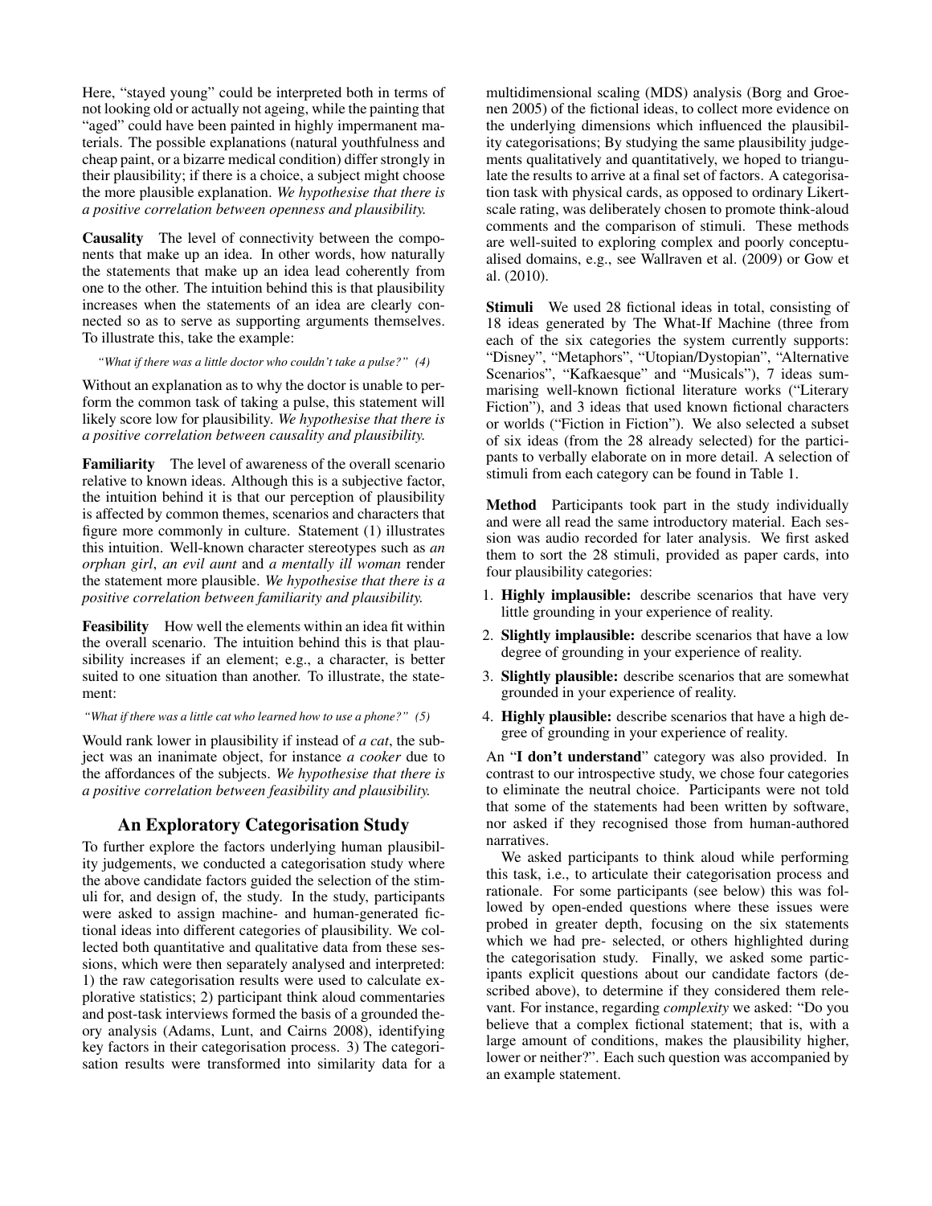Here, "stayed young" could be interpreted both in terms of not looking old or actually not ageing, while the painting that "aged" could have been painted in highly impermanent materials. The possible explanations (natural youthfulness and cheap paint, or a bizarre medical condition) differ strongly in their plausibility; if there is a choice, a subject might choose the more plausible explanation. *We hypothesise that there is a positive correlation between openness and plausibility.*

**Causality** The level of connectivity between the components that make up an idea. In other words, how naturally the statements that make up an idea lead coherently from one to the other. The intuition behind this is that plausibility increases when the statements of an idea are clearly connected so as to serve as supporting arguments themselves. To illustrate this, take the example:

*"What if there was a little doctor who couldn't take a pulse?" (4)*

Without an explanation as to why the doctor is unable to perform the common task of taking a pulse, this statement will likely score low for plausibility. *We hypothesise that there is a positive correlation between causality and plausibility.*

**Familiarity** The level of awareness of the overall scenario relative to known ideas. Although this is a subjective factor, the intuition behind it is that our perception of plausibility is affected by common themes, scenarios and characters that figure more commonly in culture. Statement (1) illustrates this intuition. Well-known character stereotypes such as *an orphan girl*, *an evil aunt* and *a mentally ill woman* render the statement more plausible. *We hypothesise that there is a positive correlation between familiarity and plausibility.*

**Feasibility** How well the elements within an idea fit within the overall scenario. The intuition behind this is that plausibility increases if an element; e.g., a character, is better suited to one situation than another. To illustrate, the statement:

*"What if there was a little cat who learned how to use a phone?" (5)*

Would rank lower in plausibility if instead of *a cat*, the subject was an inanimate object, for instance *a cooker* due to the affordances of the subjects. *We hypothesise that there is a positive correlation between feasibility and plausibility.*

## An Exploratory Categorisation Study

To further explore the factors underlying human plausibility judgements, we conducted a categorisation study where the above candidate factors guided the selection of the stimuli for, and design of, the study. In the study, participants were asked to assign machine- and human-generated fictional ideas into different categories of plausibility. We collected both quantitative and qualitative data from these sessions, which were then separately analysed and interpreted: 1) the raw categorisation results were used to calculate explorative statistics; 2) participant think aloud commentaries and post-task interviews formed the basis of a grounded theory analysis (Adams, Lunt, and Cairns 2008), identifying key factors in their categorisation process. 3) The categorisation results were transformed into similarity data for a multidimensional scaling (MDS) analysis (Borg and Groenen 2005) of the fictional ideas, to collect more evidence on the underlying dimensions which influenced the plausibility categorisations; By studying the same plausibility judgements qualitatively and quantitatively, we hoped to triangulate the results to arrive at a final set of factors. A categorisation task with physical cards, as opposed to ordinary Likert-scale rating, was deliberately chosen to promote think-aloud comments and the comparison of stimuli. These methods are well-suited to exploring complex and poorly conceptualised domains, e.g., see Wallraven et al. (2009) or Gow et al. (2010).

**Stimuli** We used 28 fictional ideas in total, consisting of 18 ideas generated by The What-If Machine (three from each of the six categories the system currently supports: "Disney", "Metaphors", "Utopian/Dystopian", "Alternative Scenarios", "Kafkaesque" and "Musicals"), 7 ideas summarising well-known fictional literature works ("Literary Fiction"), and 3 ideas that used known fictional characters or worlds ("Fiction in Fiction"). We also selected a subset of six ideas (from the 28 already selected) for the participants to verbally elaborate on in more detail. A selection of stimuli from each category can be found in Table 1.

**Method** Participants took part in the study individually and were all read the same introductory material. Each session was audio recorded for later analysis. We first asked them to sort the 28 stimuli, provided as paper cards, into four plausibility categories:

1. **Highly implausible:** describe scenarios that have very little grounding in your experience of reality.
2. **Slightly implausible:** describe scenarios that have a low degree of grounding in your experience of reality.
3. **Slightly plausible:** describe scenarios that are somewhat grounded in your experience of reality.
4. **Highly plausible:** describe scenarios that have a high degree of grounding in your experience of reality.

An "**I don't understand**" category was also provided. In contrast to our introspective study, we chose four categories to eliminate the neutral choice. Participants were not told that some of the statements had been written by software, nor asked if they recognised those from human-authored narratives.

We asked participants to think aloud while performing this task, i.e., to articulate their categorisation process and rationale. For some participants (see below) this was followed by open-ended questions where these issues were probed in greater depth, focusing on the six statements which we had pre- selected, or others highlighted during the categorisation study. Finally, we asked some participants explicit questions about our candidate factors (described above), to determine if they considered them relevant. For instance, regarding *complexity* we asked: "Do you believe that a complex fictional statement; that is, with a large amount of conditions, makes the plausibility higher, lower or neither?". Each such question was accompanied by an example statement.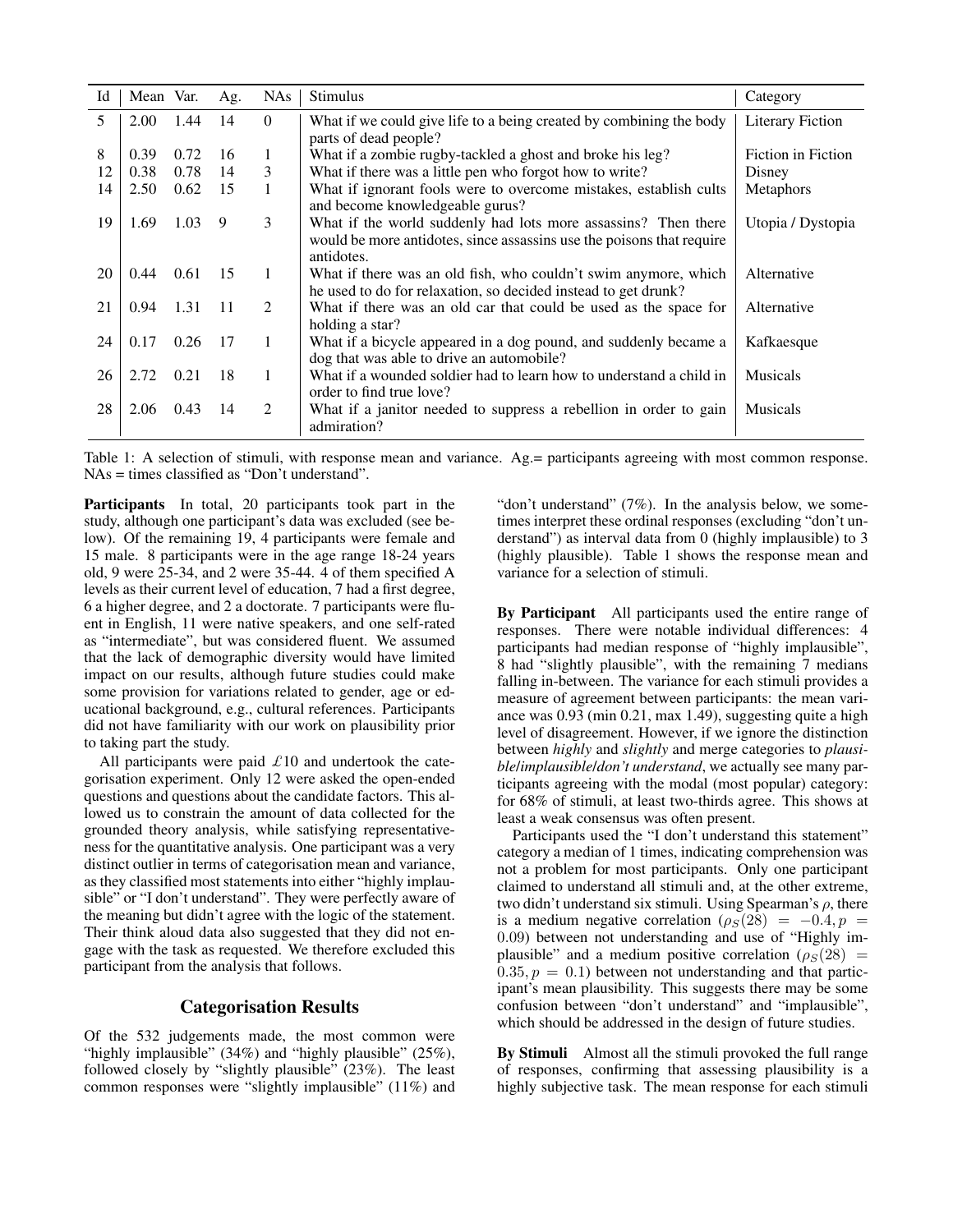| Id | Mean | Var. | Ag. | NAs | Stimulus | Category |
|---|---|---|---|---|---|---|
| 5 | 2.00 | 1.44 | 14 | 0 | What if we could give life to a being created by combining the body parts of dead people? | Literary Fiction |
| 8 | 0.39 | 0.72 | 16 | 1 | What if a zombie rugby-tackled a ghost and broke his leg? | Fiction in Fiction |
| 12 | 0.38 | 0.78 | 14 | 3 | What if there was a little pen who forgot how to write? | Disney |
| 14 | 2.50 | 0.62 | 15 | 1 | What if ignorant fools were to overcome mistakes, establish cults and become knowledgeable gurus? | Metaphors |
| 19 | 1.69 | 1.03 | 9 | 3 | What if the world suddenly had lots more assassins? Then there would be more antidotes, since assassins use the poisons that require antidotes. | Utopia / Dystopia |
| 20 | 0.44 | 0.61 | 15 | 1 | What if there was an old fish, who couldn't swim anymore, which he used to do for relaxation, so decided instead to get drunk? | Alternative |
| 21 | 0.94 | 1.31 | 11 | 2 | What if there was an old car that could be used as the space for holding a star? | Alternative |
| 24 | 0.17 | 0.26 | 17 | 1 | What if a bicycle appeared in a dog pound, and suddenly became a dog that was able to drive an automobile? | Kafkaesque |
| 26 | 2.72 | 0.21 | 18 | 1 | What if a wounded soldier had to learn how to understand a child in order to find true love? | Musicals |
| 28 | 2.06 | 0.43 | 14 | 2 | What if a janitor needed to suppress a rebellion in order to gain admiration? | Musicals |

Table 1: A selection of stimuli, with response mean and variance. Ag.= participants agreeing with most common response. NAs = times classified as "Don't understand".

**Participants** In total, 20 participants took part in the study, although one participant's data was excluded (see below). Of the remaining 19, 4 participants were female and 15 male. 8 participants were in the age range 18-24 years old, 9 were 25-34, and 2 were 35-44. 4 of them specified A levels as their current level of education, 7 had a first degree, 6 a higher degree, and 2 a doctorate. 7 participants were fluent in English, 11 were native speakers, and one self-rated as "intermediate", but was considered fluent. We assumed that the lack of demographic diversity would have limited impact on our results, although future studies could make some provision for variations related to gender, age or educational background, e.g., cultural references. Participants did not have familiarity with our work on plausibility prior to taking part the study.

All participants were paid £10 and undertook the categorisation experiment. Only 12 were asked the open-ended questions and questions about the candidate factors. This allowed us to constrain the amount of data collected for the grounded theory analysis, while satisfying representativeness for the quantitative analysis. One participant was a very distinct outlier in terms of categorisation mean and variance, as they classified most statements into either "highly implausible" or "I don't understand". They were perfectly aware of the meaning but didn't agree with the logic of the statement. Their think aloud data also suggested that they did not engage with the task as requested. We therefore excluded this participant from the analysis that follows.

## Categorisation Results

Of the 532 judgements made, the most common were "highly implausible" (34%) and "highly plausible" (25%), followed closely by "slightly plausible" (23%). The least common responses were "slightly implausible" (11%) and "don't understand" (7%). In the analysis below, we sometimes interpret these ordinal responses (excluding "don't understand") as interval data from 0 (highly implausible) to 3 (highly plausible). Table 1 shows the response mean and variance for a selection of stimuli.

**By Participant** All participants used the entire range of responses. There were notable individual differences: 4 participants had median response of "highly implausible", 8 had "slightly plausible", with the remaining 7 medians falling in-between. The variance for each stimuli provides a measure of agreement between participants: the mean variance was 0.93 (min 0.21, max 1.49), suggesting quite a high level of disagreement. However, if we ignore the distinction between *highly* and *slightly* and merge categories to *plausible/implausible/don't understand*, we actually see many participants agreeing with the modal (most popular) category: for 68% of stimuli, at least two-thirds agree. This shows at least a weak consensus was often present.

Participants used the "I don't understand this statement" category a median of 1 times, indicating comprehension was not a problem for most participants. Only one participant claimed to understand all stimuli and, at the other extreme, two didn't understand six stimuli. Using Spearman's $\rho$, there is a medium negative correlation ($\rho_S(28) = -0.4, p = 0.09$) between not understanding and use of "Highly implausible" and a medium positive correlation ($\rho_S(28) = 0.35, p = 0.1$) between not understanding and that participant's mean plausibility. This suggests there may be some confusion between "don't understand" and "implausible", which should be addressed in the design of future studies.

**By Stimuli** Almost all the stimuli provoked the full range of responses, confirming that assessing plausibility is a highly subjective task. The mean response for each stimuli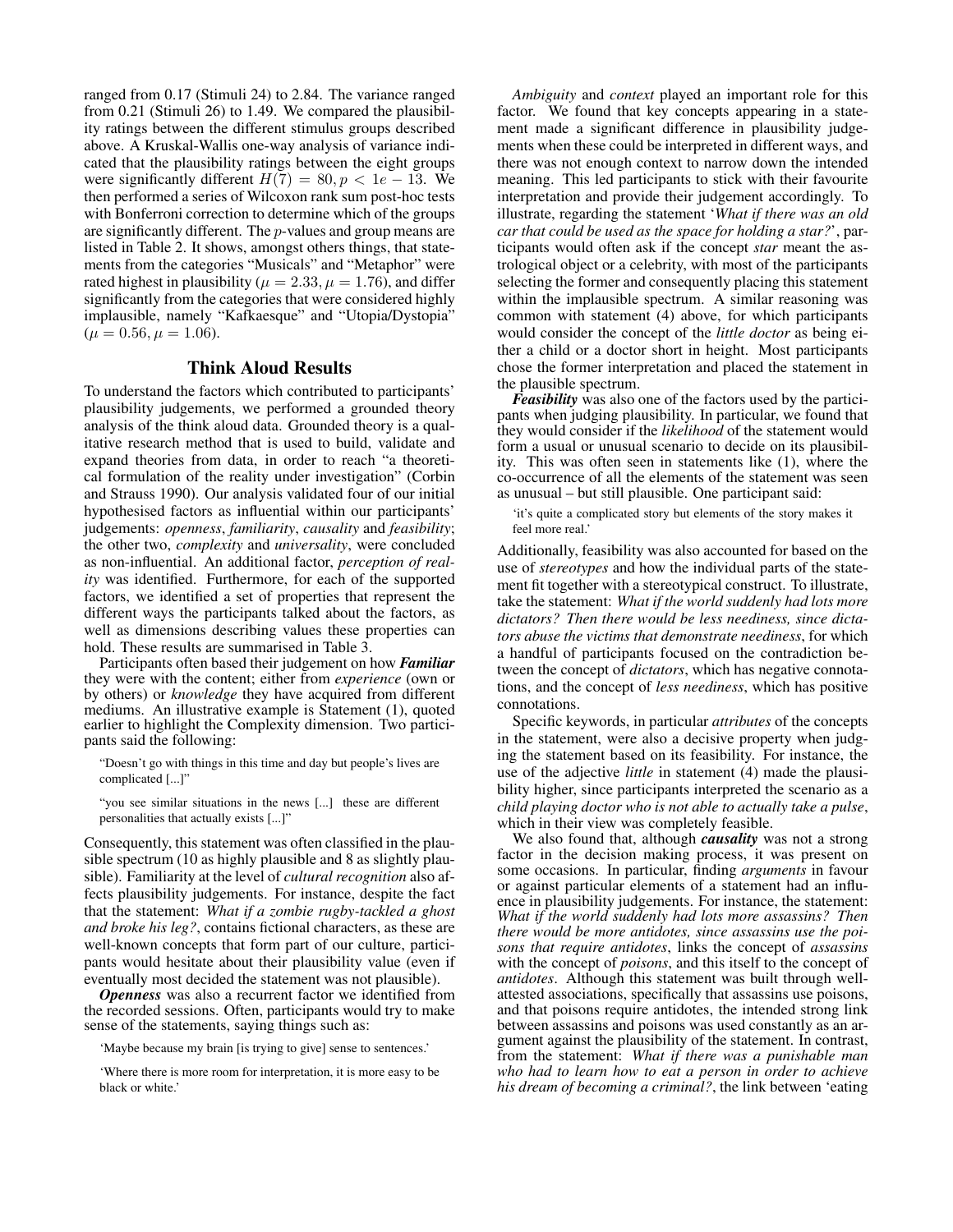ranged from 0.17 (Stimuli 24) to 2.84. The variance ranged from 0.21 (Stimuli 26) to 1.49. We compared the plausibility ratings between the different stimulus groups described above. A Kruskal-Wallis one-way analysis of variance indicated that the plausibility ratings between the eight groups were significantly different $H(7) = 80, p < 1e-13$. We then performed a series of Wilcoxon rank sum post-hoc tests with Bonferroni correction to determine which of the groups are significantly different. The $p$-values and group means are listed in Table 2. It shows, amongst others things, that statements from the categories "Musicals" and "Metaphor" were rated highest in plausibility ($\mu = 2.33, \mu = 1.76$), and differ significantly from the categories that were considered highly implausible, namely "Kafkaesque" and "Utopia/Dystopia" ($\mu = 0.56, \mu = 1.06$).

## Think Aloud Results

To understand the factors which contributed to participants' plausibility judgements, we performed a grounded theory analysis of the think aloud data. Grounded theory is a qualitative research method that is used to build, validate and expand theories from data, in order to reach "a theoretical formulation of the reality under investigation" (Corbin and Strauss 1990). Our analysis validated four of our initial hypothesised factors as influential within our participants' judgements: *openness*, *familiarity*, *causality* and *feasibility*; the other two, *complexity* and *universality*, were concluded as non-influential. An additional factor, *perception of reality* was identified. Furthermore, for each of the supported factors, we identified a set of properties that represent the different ways the participants talked about the factors, as well as dimensions describing values these properties can hold. These results are summarised in Table 3.

Participants often based their judgement on how ***Familiar*** they were with the content; either from *experience* (own or by others) or *knowledge* they have acquired from different mediums. An illustrative example is Statement (1), quoted earlier to highlight the Complexity dimension. Two participants said the following:

> "Doesn't go with things in this time and day but people's lives are complicated [...]"

> "you see similar situations in the news [...] these are different personalities that actually exists [...]"

Consequently, this statement was often classified in the plausible spectrum (10 as highly plausible and 8 as slightly plausible). Familiarity at the level of *cultural recognition* also affects plausibility judgements. For instance, despite the fact that the statement: *What if a zombie rugby-tackled a ghost and broke his leg?*, contains fictional characters, as these are well-known concepts that form part of our culture, participants would hesitate about their plausibility value (even if eventually most decided the statement was not plausible).

***Openness*** was also a recurrent factor we identified from the recorded sessions. Often, participants would try to make sense of the statements, saying things such as:

> 'Maybe because my brain [is trying to give] sense to sentences.'

> 'Where there is more room for interpretation, it is more easy to be black or white.'

*Ambiguity* and *context* played an important role for this factor. We found that key concepts appearing in a statement made a significant difference in plausibility judgements when these could be interpreted in different ways, and there was not enough context to narrow down the intended meaning. This led participants to stick with their favourite interpretation and provide their judgement accordingly. To illustrate, regarding the statement '*What if there was an old car that could be used as the space for holding a star?*', participants would often ask if the concept *star* meant the astrological object or a celebrity, with most of the participants selecting the former and consequently placing this statement within the implausible spectrum. A similar reasoning was common with statement (4) above, for which participants would consider the concept of the *little doctor* as being either a child or a doctor short in height. Most participants chose the former interpretation and placed the statement in the plausible spectrum.

***Feasibility*** was also one of the factors used by the participants when judging plausibility. In particular, we found that they would consider if the *likelihood* of the statement would form a usual or unusual scenario to decide on its plausibility. This was often seen in statements like (1), where the co-occurrence of all the elements of the statement was seen as unusual – but still plausible. One participant said:

> 'it's quite a complicated story but elements of the story makes it feel more real.'

Additionally, feasibility was also accounted for based on the use of *stereotypes* and how the individual parts of the statement fit together with a stereotypical construct. To illustrate, take the statement: *What if the world suddenly had lots more dictators? Then there would be less neediness, since dictators abuse the victims that demonstrate neediness*, for which a handful of participants focused on the contradiction between the concept of *dictators*, which has negative connotations, and the concept of *less neediness*, which has positive connotations.

Specific keywords, in particular *attributes* of the concepts in the statement, were also a decisive property when judging the statement based on its feasibility. For instance, the use of the adjective *little* in statement (4) made the plausibility higher, since participants interpreted the scenario as a *child playing doctor who is not able to actually take a pulse*, which in their view was completely feasible.

We also found that, although ***causality*** was not a strong factor in the decision making process, it was present on some occasions. In particular, finding *arguments* in favour or against particular elements of a statement had an influence in plausibility judgements. For instance, the statement: *What if the world suddenly had lots more assassins? Then there would be more antidotes, since assassins use the poisons that require antidotes*, links the concept of *assassins* with the concept of *poisons*, and this itself to the concept of *antidotes*. Although this statement was built through well-attested associations, specifically that assassins use poisons, and that poisons require antidotes, the intended strong link between assassins and poisons was used constantly as an argument against the plausibility of the statement. In contrast, from the statement: *What if there was a punishable man who had to learn how to eat a person in order to achieve his dream of becoming a criminal?*, the link between 'eating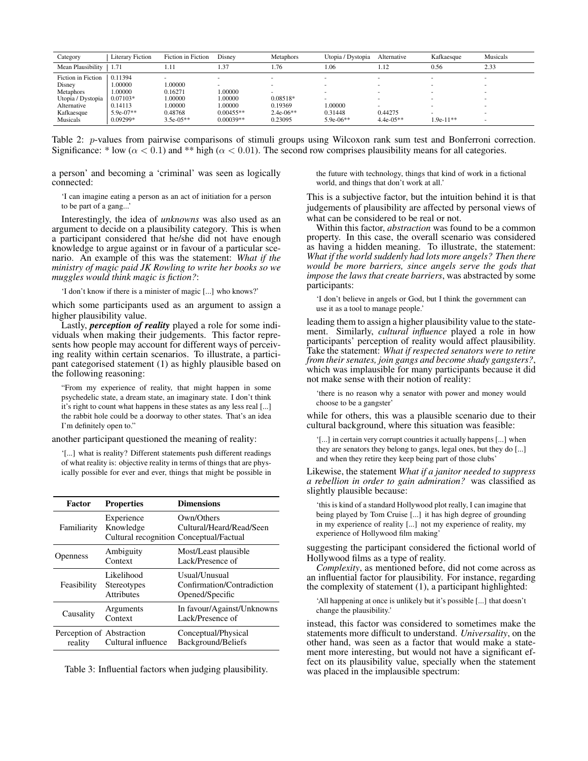| Category | Literary Fiction | Fiction in Fiction | Disney | Metaphors | Utopia / Dystopia | Alternative | Kafkaesque | Musicals |
|---|---|---|---|---|---|---|---|---|
| Mean Plausibility | 1.71 | 1.11 | 1.37 | 1.76 | 1.06 | 1.12 | 0.56 | 2.33 |
| Fiction in Fiction | 0.11394 | - | - | - | - | - | - | - |
| Disney | 1.00000 | 1.00000 | - | - | - | - | - | - |
| Metaphors | 1.00000 | 0.16271 | 1.00000 | - | - | - | - | - |
| Utopia / Dystopia | 0.07103* | 1.00000 | 1.00000 | 0.08518* | - | - | - | - |
| Alternative | 0.14113 | 1.00000 | 1.00000 | 0.19369 | 1.00000 | - | - | - |
| Kafkaesque | 5.9e-07** | 0.48768 | 0.00455** | 2.4e-06** | 0.31448 | 0.44275 | - | - |
| Musicals | 0.09299* | 3.5e-05** | 0.00039** | 0.23095 | 5.9e-06** | 4.4e-05** | 1.9e-11** | - |

Table 2: $p$-values from pairwise comparisons of stimuli groups using Wilcoxon rank sum test and Bonferroni correction. Significance: * low ($\alpha < 0.1$) and ** high ($\alpha < 0.01$). The second row comprises plausibility means for all categories.

a person' and becoming a 'criminal' was seen as logically connected:

> 'I can imagine eating a person as an act of initiation for a person to be part of a gang...'

Interestingly, the idea of *unknowns* was also used as an argument to decide on a plausibility category. This is when a participant considered that he/she did not have enough knowledge to argue against or in favour of a particular scenario. An example of this was the statement: *What if the ministry of magic paid JK Rowling to write her books so we muggles would think magic is fiction?*:

> 'I don't know if there is a minister of magic [...] who knows?'

which some participants used as an argument to assign a higher plausibility value.

Lastly, ***perception of reality*** played a role for some individuals when making their judgements. This factor represents how people may account for different ways of perceiving reality within certain scenarios. To illustrate, a participant categorised statement (1) as highly plausible based on the following reasoning:

> "From my experience of reality, that might happen in some psychedelic state, a dream state, an imaginary state. I don't think it's right to count what happens in these states as any less real [...] the rabbit hole could be a doorway to other states. That's an idea I'm definitely open to."

another participant questioned the meaning of reality:

> '[...] what is reality? Different statements push different readings of what reality is: objective reality in terms of things that are physically possible for ever and ever, things that might be possible in the future with technology, things that kind of work in a fictional world, and things that don't work at all.'

| Factor | Properties | Dimensions |
|---|---|---|
| Familiarity | Experience | Own/Others |
| | Knowledge | Cultural/Heard/Read/Seen |
| | Cultural recognition | Conceptual/Factual |
| Openness | Ambiguity | Most/Least plausible |
| | Context | Lack/Presence of |
| Feasibility | Likelihood | Usual/Unusual |
| | Stereotypes | Confirmation/Contradiction |
| | Attributes | Opened/Specific |
| Causality | Arguments | In favour/Against/Unknowns |
| | Context | Lack/Presence of |
| Perception of reality | Abstraction | Conceptual/Physical |
| | Cultural influence | Background/Beliefs |

Table 3: Influential factors when judging plausibility.

This is a subjective factor, but the intuition behind it is that judgements of plausibility are affected by personal views of what can be considered to be real or not.

Within this factor, *abstraction* was found to be a common property. In this case, the overall scenario was considered as having a hidden meaning. To illustrate, the statement: *What if the world suddenly had lots more angels? Then there would be more barriers, since angels serve the gods that impose the laws that create barriers*, was abstracted by some participants:

> 'I don't believe in angels or God, but I think the government can use it as a tool to manage people.'

leading them to assign a higher plausibility value to the statement. Similarly, *cultural influence* played a role in how participants' perception of reality would affect plausibility. Take the statement: *What if respected senators were to retire from their senates, join gangs and become shady gangsters?*, which was implausible for many participants because it did not make sense with their notion of reality:

> 'there is no reason why a senator with power and money would choose to be a gangster'

while for others, this was a plausible scenario due to their cultural background, where this situation was feasible:

> '[...] in certain very corrupt countries it actually happens [...] when they are senators they belong to gangs, legal ones, but they do [...] and when they retire they keep being part of those clubs'

Likewise, the statement *What if a janitor needed to suppress a rebellion in order to gain admiration?* was classified as slightly plausible because:

> 'this is kind of a standard Hollywood plot really, I can imagine that being played by Tom Cruise [...] it has high degree of grounding in my experience of reality [...] not my experience of reality, my experience of Hollywood film making'

suggesting the participant considered the fictional world of Hollywood films as a type of reality.

*Complexity*, as mentioned before, did not come across as an influential factor for plausibility. For instance, regarding the complexity of statement (1), a participant highlighted:

> 'All happening at once is unlikely but it's possible [...] that doesn't change the plausibility.'

instead, this factor was considered to sometimes make the statements more difficult to understand. *Universality*, on the other hand, was seen as a factor that would make a statement more interesting, but would not have a significant effect on its plausibility value, specially when the statement was placed in the implausible spectrum: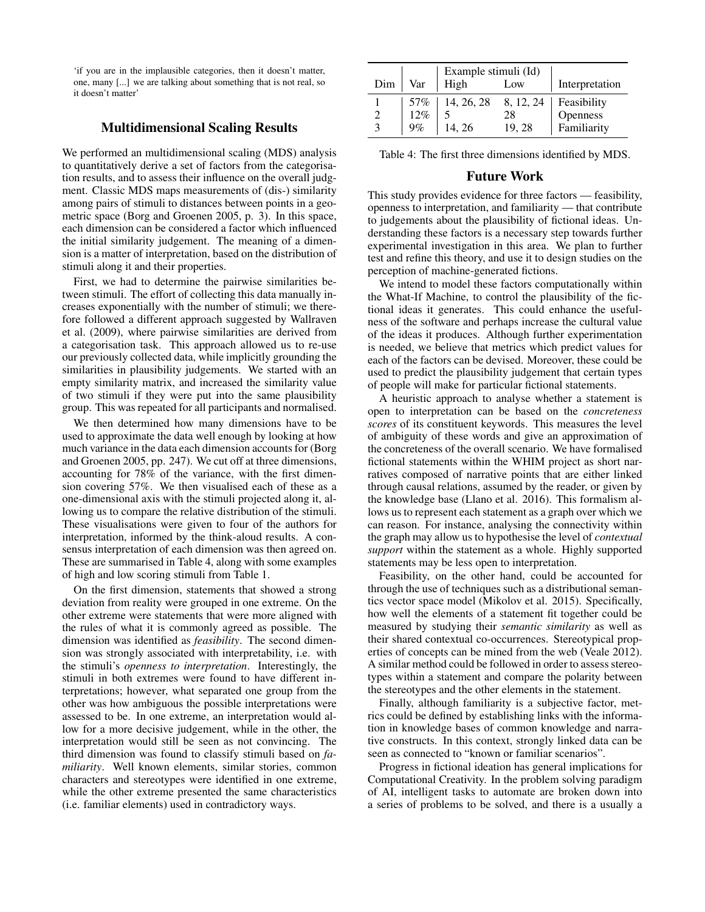'if you are in the implausible categories, then it doesn't matter, one, many [...] we are talking about something that is not real, so it doesn't matter'

## Multidimensional Scaling Results

We performed an multidimensional scaling (MDS) analysis to quantitatively derive a set of factors from the categorisation results, and to assess their influence on the overall judgment. Classic MDS maps measurements of (dis-) similarity among pairs of stimuli to distances between points in a geometric space (Borg and Groenen 2005, p. 3). In this space, each dimension can be considered a factor which influenced the initial similarity judgement. The meaning of a dimension is a matter of interpretation, based on the distribution of stimuli along it and their properties.

First, we had to determine the pairwise similarities between stimuli. The effort of collecting this data manually increases exponentially with the number of stimuli; we therefore followed a different approach suggested by Wallraven et al. (2009), where pairwise similarities are derived from a categorisation task. This approach allowed us to re-use our previously collected data, while implicitly grounding the similarities in plausibility judgements. We started with an empty similarity matrix, and increased the similarity value of two stimuli if they were put into the same plausibility group. This was repeated for all participants and normalised.

We then determined how many dimensions have to be used to approximate the data well enough by looking at how much variance in the data each dimension accounts for (Borg and Groenen 2005, pp. 247). We cut off at three dimensions, accounting for 78% of the variance, with the first dimension covering 57%. We then visualised each of these as a one-dimensional axis with the stimuli projected along it, allowing us to compare the relative distribution of the stimuli. These visualisations were given to four of the authors for interpretation, informed by the think-aloud results. A consensus interpretation of each dimension was then agreed on. These are summarised in Table 4, along with some examples of high and low scoring stimuli from Table 1.

On the first dimension, statements that showed a strong deviation from reality were grouped in one extreme. On the other extreme were statements that were more aligned with the rules of what it is commonly agreed as possible. The dimension was identified as *feasibility*. The second dimension was strongly associated with interpretability, i.e. with the stimuli's *openness to interpretation*. Interestingly, the stimuli in both extremes were found to have different interpretations; however, what separated one group from the other was how ambiguous the possible interpretations were assessed to be. In one extreme, an interpretation would allow for a more decisive judgement, while in the other, the interpretation would still be seen as not convincing. The third dimension was found to classify stimuli based on *familiarity*. Well known elements, similar stories, common characters and stereotypes were identified in one extreme, while the other extreme presented the same characteristics (i.e. familiar elements) used in contradictory ways.

| Dim | Var | Example stimuli (Id) | | Interpretation |
|---|---|---|---|---|
| | | High | Low | |
| 1 | 57% | 14, 26, 28 | 8, 12, 24 | Feasibility |
| 2 | 12% | 5 | 28 | Openness |
| 3 | 9% | 14, 26 | 19, 28 | Familiarity |

Table 4: The first three dimensions identified by MDS.

## Future Work

This study provides evidence for three factors — feasibility, openness to interpretation, and familiarity — that contribute to judgements about the plausibility of fictional ideas. Understanding these factors is a necessary step towards further experimental investigation in this area. We plan to further test and refine this theory, and use it to design studies on the perception of machine-generated fictions.

We intend to model these factors computationally within the What-If Machine, to control the plausibility of the fictional ideas it generates. This could enhance the usefulness of the software and perhaps increase the cultural value of the ideas it produces. Although further experimentation is needed, we believe that metrics which predict values for each of the factors can be devised. Moreover, these could be used to predict the plausibility judgement that certain types of people will make for particular fictional statements.

A heuristic approach to analyse whether a statement is open to interpretation can be based on the *concreteness scores* of its constituent keywords. This measures the level of ambiguity of these words and give an approximation of the concreteness of the overall scenario. We have formalised fictional statements within the WHIM project as short narratives composed of narrative points that are either linked through causal relations, assumed by the reader, or given by the knowledge base (Llano et al. 2016). This formalism allows us to represent each statement as a graph over which we can reason. For instance, analysing the connectivity within the graph may allow us to hypothesise the level of *contextual support* within the statement as a whole. Highly supported statements may be less open to interpretation.

Feasibility, on the other hand, could be accounted for through the use of techniques such as a distributional semantics vector space model (Mikolov et al. 2015). Specifically, how well the elements of a statement fit together could be measured by studying their *semantic similarity* as well as their shared contextual co-occurrences. Stereotypical properties of concepts can be mined from the web (Veale 2012). A similar method could be followed in order to assess stereotypes within a statement and compare the polarity between the stereotypes and the other elements in the statement.

Finally, although familiarity is a subjective factor, metrics could be defined by establishing links with the information in knowledge bases of common knowledge and narrative constructs. In this context, strongly linked data can be seen as connected to "known or familiar scenarios".

Progress in fictional ideation has general implications for Computational Creativity. In the problem solving paradigm of AI, intelligent tasks to automate are broken down into a series of problems to be solved, and there is a usually a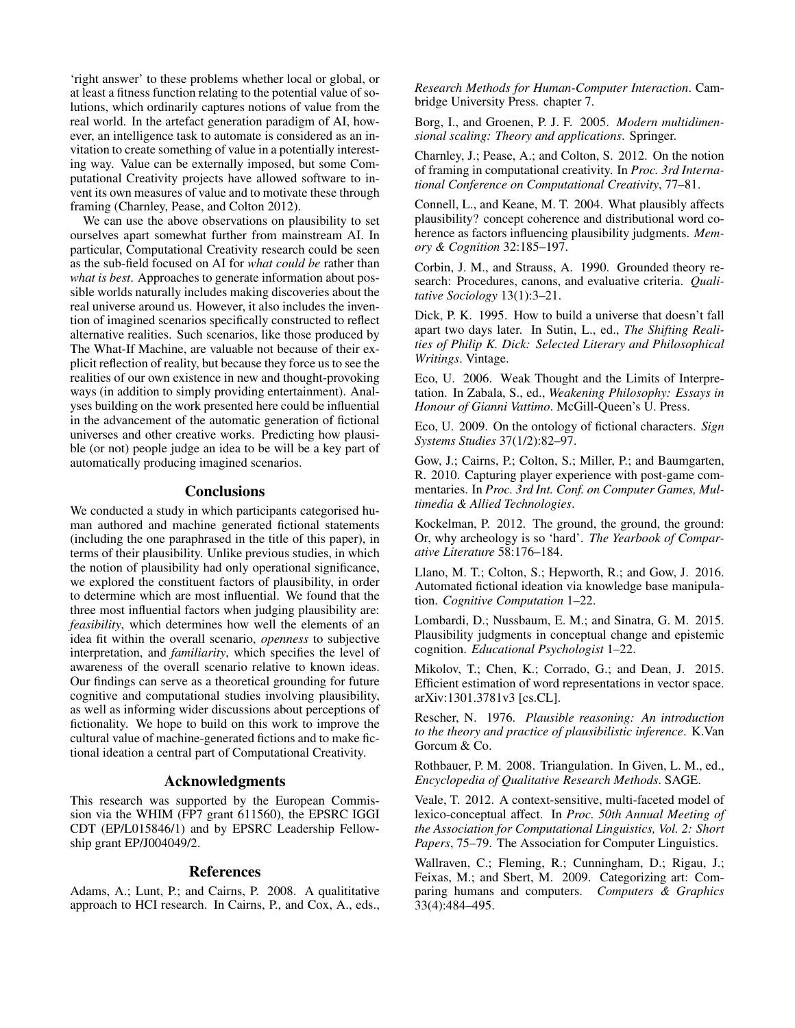'right answer' to these problems whether local or global, or at least a fitness function relating to the potential value of solutions, which ordinarily captures notions of value from the real world. In the artefact generation paradigm of AI, however, an intelligence task to automate is considered as an invitation to create something of value in a potentially interesting way. Value can be externally imposed, but some Computational Creativity projects have allowed software to invent its own measures of value and to motivate these through framing (Charnley, Pease, and Colton 2012).

We can use the above observations on plausibility to set ourselves apart somewhat further from mainstream AI. In particular, Computational Creativity research could be seen as the sub-field focused on AI for *what could be* rather than *what is best*. Approaches to generate information about possible worlds naturally includes making discoveries about the real universe around us. However, it also includes the invention of imagined scenarios specifically constructed to reflect alternative realities. Such scenarios, like those produced by The What-If Machine, are valuable not because of their explicit reflection of reality, but because they force us to see the realities of our own existence in new and thought-provoking ways (in addition to simply providing entertainment). Analyses building on the work presented here could be influential in the advancement of the automatic generation of fictional universes and other creative works. Predicting how plausible (or not) people judge an idea to be will be a key part of automatically producing imagined scenarios.

## Conclusions

We conducted a study in which participants categorised human authored and machine generated fictional statements (including the one paraphrased in the title of this paper), in terms of their plausibility. Unlike previous studies, in which the notion of plausibility had only operational significance, we explored the constituent factors of plausibility, in order to determine which are most influential. We found that the three most influential factors when judging plausibility are: *feasibility*, which determines how well the elements of an idea fit within the overall scenario, *openness* to subjective interpretation, and *familiarity*, which specifies the level of awareness of the overall scenario relative to known ideas. Our findings can serve as a theoretical grounding for future cognitive and computational studies involving plausibility, as well as informing wider discussions about perceptions of fictionality. We hope to build on this work to improve the cultural value of machine-generated fictions and to make fictional ideation a central part of Computational Creativity.

## Acknowledgments

This research was supported by the European Commission via the WHIM (FP7 grant 611560), the EPSRC IGGI CDT (EP/L015846/1) and by EPSRC Leadership Fellowship grant EP/J004049/2.

## References

Adams, A.; Lunt, P.; and Cairns, P. 2008. A qualititative approach to HCI research. In Cairns, P., and Cox, A., eds., *Research Methods for Human-Computer Interaction*. Cambridge University Press. chapter 7.

Borg, I., and Groenen, P. J. F. 2005. *Modern multidimensional scaling: Theory and applications*. Springer.

Charnley, J.; Pease, A.; and Colton, S. 2012. On the notion of framing in computational creativity. In *Proc. 3rd International Conference on Computational Creativity*, 77–81.

Connell, L., and Keane, M. T. 2004. What plausibly affects plausibility? concept coherence and distributional word coherence as factors influencing plausibility judgments. *Memory & Cognition* 32:185–197.

Corbin, J. M., and Strauss, A. 1990. Grounded theory research: Procedures, canons, and evaluative criteria. *Qualitative Sociology* 13(1):3–21.

Dick, P. K. 1995. How to build a universe that doesn't fall apart two days later. In Sutin, L., ed., *The Shifting Realities of Philip K. Dick: Selected Literary and Philosophical Writings*. Vintage.

Eco, U. 2006. Weak Thought and the Limits of Interpretation. In Zabala, S., ed., *Weakening Philosophy: Essays in Honour of Gianni Vattimo*. McGill-Queen's U. Press.

Eco, U. 2009. On the ontology of fictional characters. *Sign Systems Studies* 37(1/2):82–97.

Gow, J.; Cairns, P.; Colton, S.; Miller, P.; and Baumgarten, R. 2010. Capturing player experience with post-game commentaries. In *Proc. 3rd Int. Conf. on Computer Games, Multimedia & Allied Technologies*.

Kockelman, P. 2012. The ground, the ground, the ground: Or, why archeology is so 'hard'. *The Yearbook of Comparative Literature* 58:176–184.

Llano, M. T.; Colton, S.; Hepworth, R.; and Gow, J. 2016. Automated fictional ideation via knowledge base manipulation. *Cognitive Computation* 1–22.

Lombardi, D.; Nussbaum, E. M.; and Sinatra, G. M. 2015. Plausibility judgments in conceptual change and epistemic cognition. *Educational Psychologist* 1–22.

Mikolov, T.; Chen, K.; Corrado, G.; and Dean, J. 2015. Efficient estimation of word representations in vector space. arXiv:1301.3781v3 [cs.CL].

Rescher, N. 1976. *Plausible reasoning: An introduction to the theory and practice of plausibilistic inference*. K.Van Gorcum & Co.

Rothbauer, P. M. 2008. Triangulation. In Given, L. M., ed., *Encyclopedia of Qualitative Research Methods*. SAGE.

Veale, T. 2012. A context-sensitive, multi-faceted model of lexico-conceptual affect. In *Proc. 50th Annual Meeting of the Association for Computational Linguistics, Vol. 2: Short Papers*, 75–79. The Association for Computer Linguistics.

Wallraven, C.; Fleming, R.; Cunningham, D.; Rigau, J.; Feixas, M.; and Sbert, M. 2009. Categorizing art: Comparing humans and computers. *Computers & Graphics* 33(4):484–495.